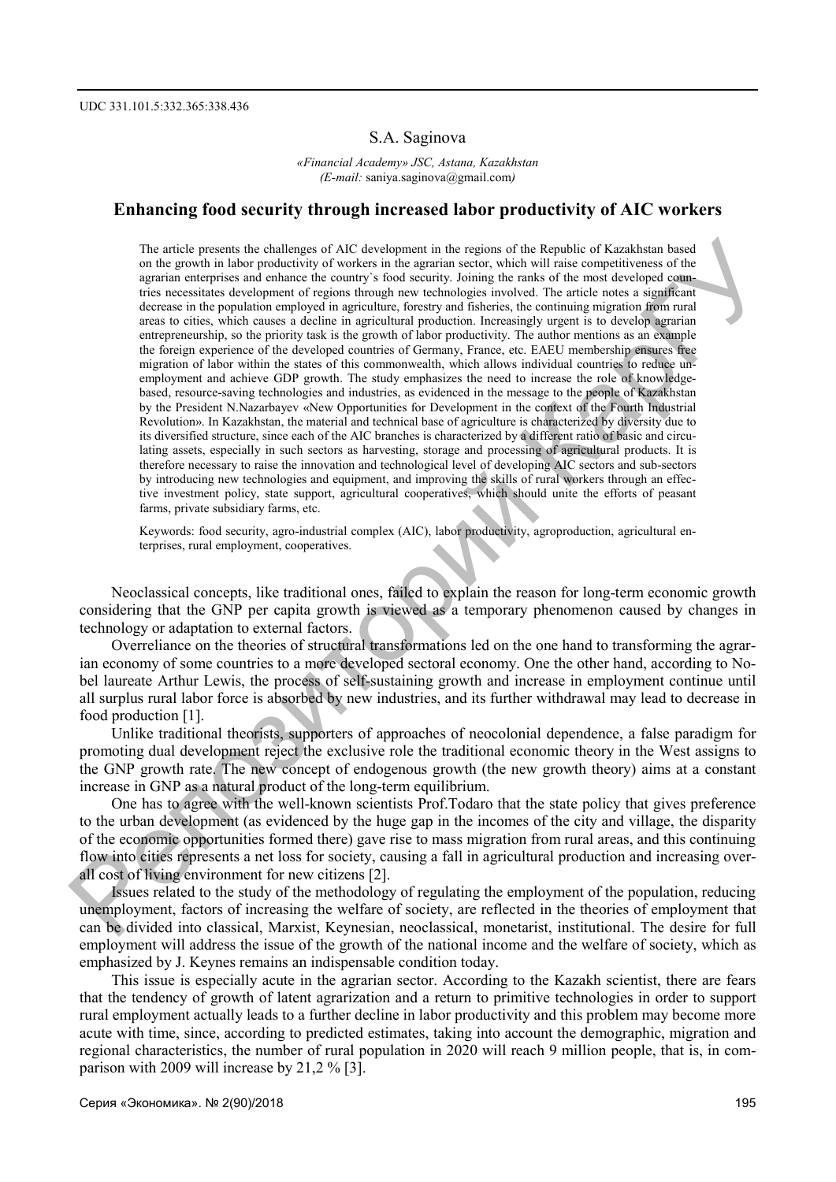UDC 331.101.5:332.365:338.436

S.A. Saginova

*«Financial Academy» JSC, Astana, Kazakhstan*
*(E-mail:* saniya.saginova@gmail.com*)*

# Enhancing food security through increased labor productivity of AIC workers

The article presents the challenges of AIC development in the regions of the Republic of Kazakhstan based on the growth in labor productivity of workers in the agrarian sector, which will raise competitiveness of the agrarian enterprises and enhance the country`s food security. Joining the ranks of the most developed countries necessitates development of regions through new technologies involved. The article notes a significant decrease in the population employed in agriculture, forestry and fisheries, the continuing migration from rural areas to cities, which causes a decline in agricultural production. Increasingly urgent is to develop agrarian entrepreneurship, so the priority task is the growth of labor productivity. The author mentions as an example the foreign experience of the developed countries of Germany, France, etc. EAEU membership ensures free migration of labor within the states of this commonwealth, which allows individual countries to reduce unemployment and achieve GDP growth. The study emphasizes the need to increase the role of knowledge-based, resource-saving technologies and industries, as evidenced in the message to the people of Kazakhstan by the President N.Nazarbayev «New Opportunities for Development in the context of the Fourth Industrial Revolution». In Kazakhstan, the material and technical base of agriculture is characterized by diversity due to its diversified structure, since each of the AIC branches is characterized by a different ratio of basic and circulating assets, especially in such sectors as harvesting, storage and processing of agricultural products. It is therefore necessary to raise the innovation and technological level of developing AIC sectors and sub-sectors by introducing new technologies and equipment, and improving the skills of rural workers through an effective investment policy, state support, agricultural cooperatives, which should unite the efforts of peasant farms, private subsidiary farms, etc.

Keywords: food security, agro-industrial complex (AIC), labor productivity, agroproduction, agricultural enterprises, rural employment, cooperatives.

Neoclassical concepts, like traditional ones, failed to explain the reason for long-term economic growth considering that the GNP per capita growth is viewed as a temporary phenomenon caused by changes in technology or adaptation to external factors.

Overreliance on the theories of structural transformations led on the one hand to transforming the agrarian economy of some countries to a more developed sectoral economy. One the other hand, according to Nobel laureate Arthur Lewis, the process of self-sustaining growth and increase in employment continue until all surplus rural labor force is absorbed by new industries, and its further withdrawal may lead to decrease in food production [1].

Unlike traditional theorists, supporters of approaches of neocolonial dependence, a false paradigm for promoting dual development reject the exclusive role the traditional economic theory in the West assigns to the GNP growth rate. The new concept of endogenous growth (the new growth theory) aims at a constant increase in GNP as a natural product of the long-term equilibrium.

One has to agree with the well-known scientists Prof.Todaro that the state policy that gives preference to the urban development (as evidenced by the huge gap in the incomes of the city and village, the disparity of the economic opportunities formed there) gave rise to mass migration from rural areas, and this continuing flow into cities represents a net loss for society, causing a fall in agricultural production and increasing overall cost of living environment for new citizens [2].

Issues related to the study of the methodology of regulating the employment of the population, reducing unemployment, factors of increasing the welfare of society, are reflected in the theories of employment that can be divided into classical, Marxist, Keynesian, neoclassical, monetarist, institutional. The desire for full employment will address the issue of the growth of the national income and the welfare of society, which as emphasized by J. Keynes remains an indispensable condition today.

This issue is especially acute in the agrarian sector. According to the Kazakh scientist, there are fears that the tendency of growth of latent agrarization and a return to primitive technologies in order to support rural employment actually leads to a further decline in labor productivity and this problem may become more acute with time, since, according to predicted estimates, taking into account the demographic, migration and regional characteristics, the number of rural population in 2020 will reach 9 million people, that is, in comparison with 2009 will increase by 21,2 % [3].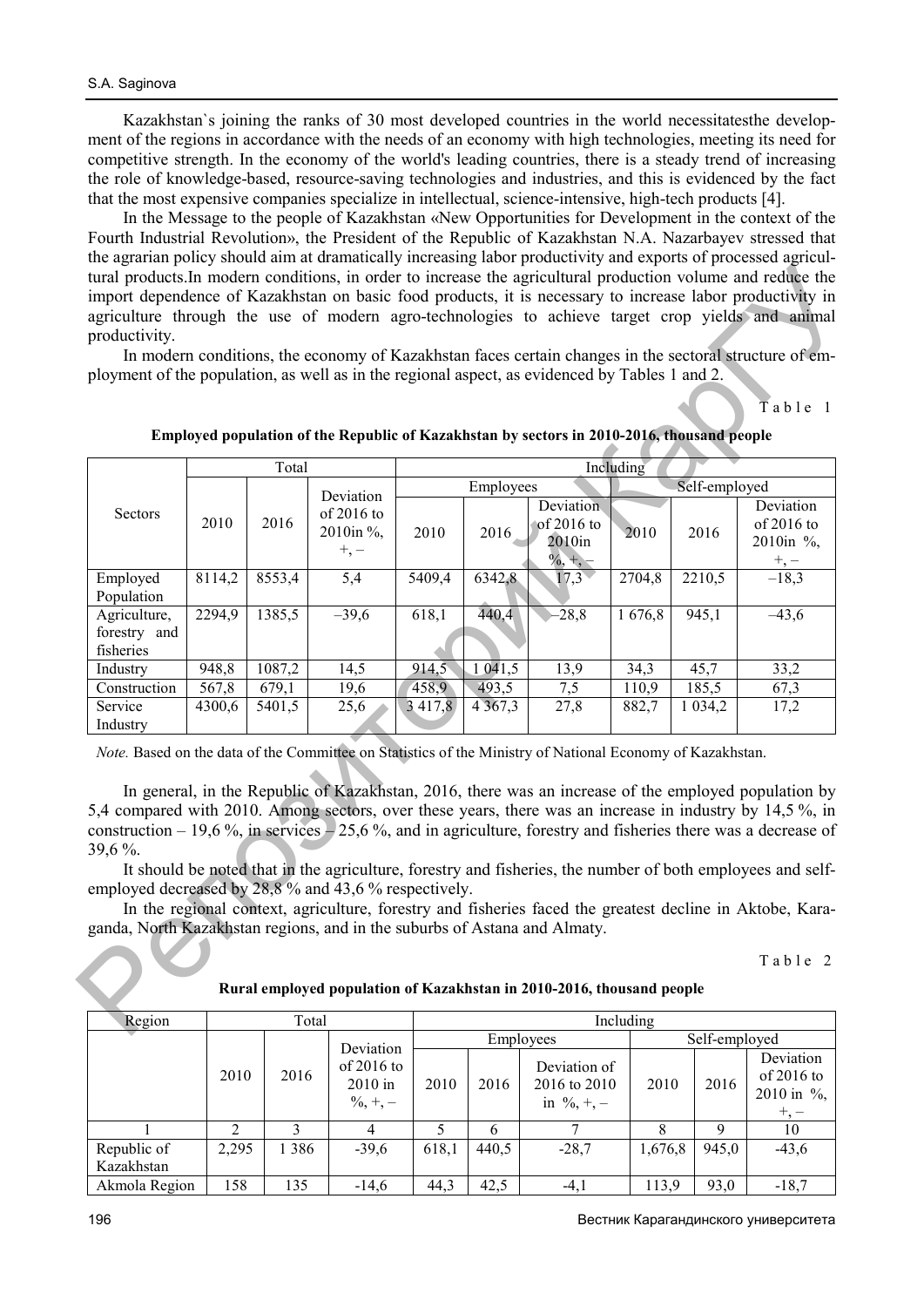Kazakhstan`s joining the ranks of 30 most developed countries in the world necessitatesthe development of the regions in accordance with the needs of an economy with high technologies, meeting its need for competitive strength. In the economy of the world's leading countries, there is a steady trend of increasing the role of knowledge-based, resource-saving technologies and industries, and this is evidenced by the fact that the most expensive companies specialize in intellectual, science-intensive, high-tech products [4].

In the Message to the people of Kazakhstan «New Opportunities for Development in the context of the Fourth Industrial Revolution», the President of the Republic of Kazakhstan N.A. Nazarbayev stressed that the agrarian policy should aim at dramatically increasing labor productivity and exports of processed agricultural products.In modern conditions, in order to increase the agricultural production volume and reduce the import dependence of Kazakhstan on basic food products, it is necessary to increase labor productivity in agriculture through the use of modern agro-technologies to achieve target crop yields and animal productivity.

In modern conditions, the economy of Kazakhstan faces certain changes in the sectoral structure of employment of the population, as well as in the regional aspect, as evidenced by Tables 1 and 2.

Table 1

**Employed population of the Republic of Kazakhstan by sectors in 2010-2016, thousand people**

| Sectors | Total | | | Including | | | | | |
|---|---|---|---|---|---|---|---|---|---|
| | | | | Employees | | | Self-employed | | |
| | 2010 | 2016 | Deviation of 2016 to 2010in %, +, – | 2010 | 2016 | Deviation of 2016 to 2010in %, +, – | 2010 | 2016 | Deviation of 2016 to 2010in %, +, – |
| Employed Population | 8114,2 | 8553,4 | 5,4 | 5409,4 | 6342,8 | 17,3 | 2704,8 | 2210,5 | –18,3 |
| Agriculture, forestry and fisheries | 2294,9 | 1385,5 | –39,6 | 618,1 | 440,4 | –28,8 | 1 676,8 | 945,1 | –43,6 |
| Industry | 948,8 | 1087,2 | 14,5 | 914,5 | 1 041,5 | 13,9 | 34,3 | 45,7 | 33,2 |
| Construction | 567,8 | 679,1 | 19,6 | 458,9 | 493,5 | 7,5 | 110,9 | 185,5 | 67,3 |
| Service Industry | 4300,6 | 5401,5 | 25,6 | 3 417,8 | 4 367,3 | 27,8 | 882,7 | 1 034,2 | 17,2 |

*Note.* Based on the data of the Committee on Statistics of the Ministry of National Economy of Kazakhstan.

In general, in the Republic of Kazakhstan, 2016, there was an increase of the employed population by 5,4 compared with 2010. Among sectors, over these years, there was an increase in industry by 14,5 %, in construction – 19,6 %, in services – 25,6 %, and in agriculture, forestry and fisheries there was a decrease of 39,6 %.

It should be noted that in the agriculture, forestry and fisheries, the number of both employees and self-employed decreased by 28,8 % and 43,6 % respectively.

In the regional context, agriculture, forestry and fisheries faced the greatest decline in Aktobe, Karaganda, North Kazakhstan regions, and in the suburbs of Astana and Almaty.

Table 2

**Rural employed population of Kazakhstan in 2010-2016, thousand people**

| Region | Total | | | Including | | | | | |
|---|---|---|---|---|---|---|---|---|---|
| | | | | Employees | | | Self-employed | | |
| | 2010 | 2016 | Deviation of 2016 to 2010 in %, +, – | 2010 | 2016 | Deviation of 2016 to 2010 in %, +, – | 2010 | 2016 | Deviation of 2016 to 2010 in %, +, – |
| 1 | 2 | 3 | 4 | 5 | 6 | 7 | 8 | 9 | 10 |
| Republic of Kazakhstan | 2,295 | 1 386 | -39,6 | 618,1 | 440,5 | -28,7 | 1,676,8 | 945,0 | -43,6 |
| Akmola Region | 158 | 135 | -14,6 | 44,3 | 42,5 | -4,1 | 113,9 | 93,0 | -18,7 |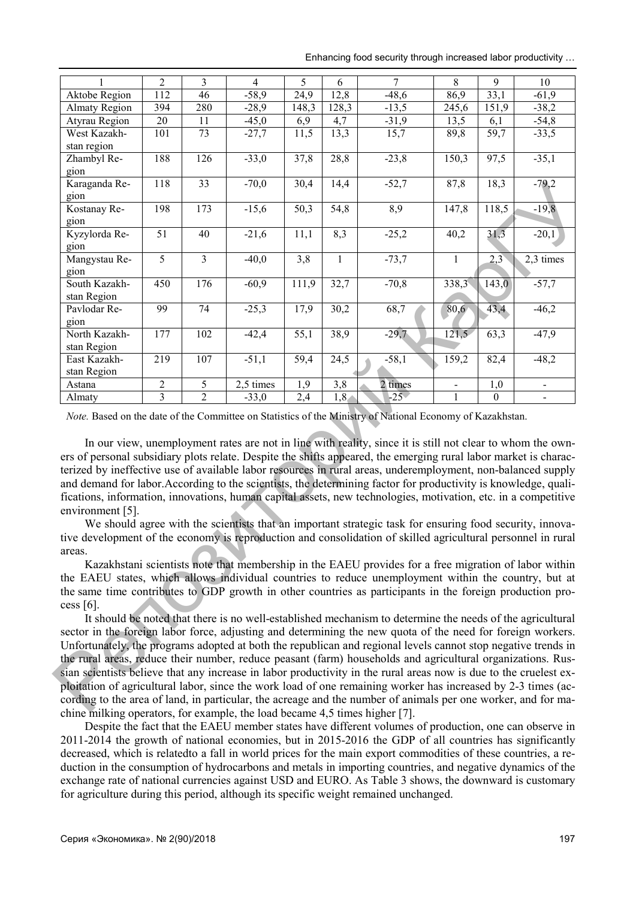| 1 | 2 | 3 | 4 | 5 | 6 | 7 | 8 | 9 | 10 |
|---|---|---|---|---|---|---|---|---|---|
| Aktobe Region | 112 | 46 | -58,9 | 24,9 | 12,8 | -48,6 | 86,9 | 33,1 | -61,9 |
| Almaty Region | 394 | 280 | -28,9 | 148,3 | 128,3 | -13,5 | 245,6 | 151,9 | -38,2 |
| Atyrau Region | 20 | 11 | -45,0 | 6,9 | 4,7 | -31,9 | 13,5 | 6,1 | -54,8 |
| West Kazakhstan region | 101 | 73 | -27,7 | 11,5 | 13,3 | 15,7 | 89,8 | 59,7 | -33,5 |
| Zhambyl Region | 188 | 126 | -33,0 | 37,8 | 28,8 | -23,8 | 150,3 | 97,5 | -35,1 |
| Karaganda Region | 118 | 33 | -70,0 | 30,4 | 14,4 | -52,7 | 87,8 | 18,3 | -79,2 |
| Kostanay Region | 198 | 173 | -15,6 | 50,3 | 54,8 | 8,9 | 147,8 | 118,5 | -19,8 |
| Kyzylorda Region | 51 | 40 | -21,6 | 11,1 | 8,3 | -25,2 | 40,2 | 31,3 | -20,1 |
| Mangystau Region | 5 | 3 | -40,0 | 3,8 | 1 | -73,7 | 1 | 2,3 | 2,3 times |
| South Kazakhstan Region | 450 | 176 | -60,9 | 111,9 | 32,7 | -70,8 | 338,3 | 143,0 | -57,7 |
| Pavlodar Region | 99 | 74 | -25,3 | 17,9 | 30,2 | 68,7 | 80,6 | 43,4 | -46,2 |
| North Kazakhstan Region | 177 | 102 | -42,4 | 55,1 | 38,9 | -29,7 | 121,5 | 63,3 | -47,9 |
| East Kazakhstan Region | 219 | 107 | -51,1 | 59,4 | 24,5 | -58,1 | 159,2 | 82,4 | -48,2 |
| Astana | 2 | 5 | 2,5 times | 1,9 | 3,8 | 2 times | - | 1,0 | - |
| Almaty | 3 | 2 | -33,0 | 2,4 | 1,8 | -25 | 1 | 0 | - |

*Note.* Based on the date of the Committee on Statistics of the Ministry of National Economy of Kazakhstan.

In our view, unemployment rates are not in line with reality, since it is still not clear to whom the owners of personal subsidiary plots relate. Despite the shifts appeared, the emerging rural labor market is characterized by ineffective use of available labor resources in rural areas, underemployment, non-balanced supply and demand for labor.According to the scientists, the determining factor for productivity is knowledge, qualifications, information, innovations, human capital assets, new technologies, motivation, etc. in a competitive environment [5].

We should agree with the scientists that an important strategic task for ensuring food security, innovative development of the economy is reproduction and consolidation of skilled agricultural personnel in rural areas.

Kazakhstani scientists note that membership in the EAEU provides for a free migration of labor within the EAEU states, which allows individual countries to reduce unemployment within the country, but at the same time contributes to GDP growth in other countries as participants in the foreign production process [6].

It should be noted that there is no well-established mechanism to determine the needs of the agricultural sector in the foreign labor force, adjusting and determining the new quota of the need for foreign workers. Unfortunately, the programs adopted at both the republican and regional levels cannot stop negative trends in the rural areas, reduce their number, reduce peasant (farm) households and agricultural organizations. Russian scientists believe that any increase in labor productivity in the rural areas now is due to the cruelest exploitation of agricultural labor, since the work load of one remaining worker has increased by 2-3 times (according to the area of land, in particular, the acreage and the number of animals per one worker, and for machine milking operators, for example, the load became 4,5 times higher [7].

Despite the fact that the EAEU member states have different volumes of production, one can observe in 2011-2014 the growth of national economies, but in 2015-2016 the GDP of all countries has significantly decreased, which is relatedto a fall in world prices for the main export commodities of these countries, a reduction in the consumption of hydrocarbons and metals in importing countries, and negative dynamics of the exchange rate of national currencies against USD and EURO. As Table 3 shows, the downward is customary for agriculture during this period, although its specific weight remained unchanged.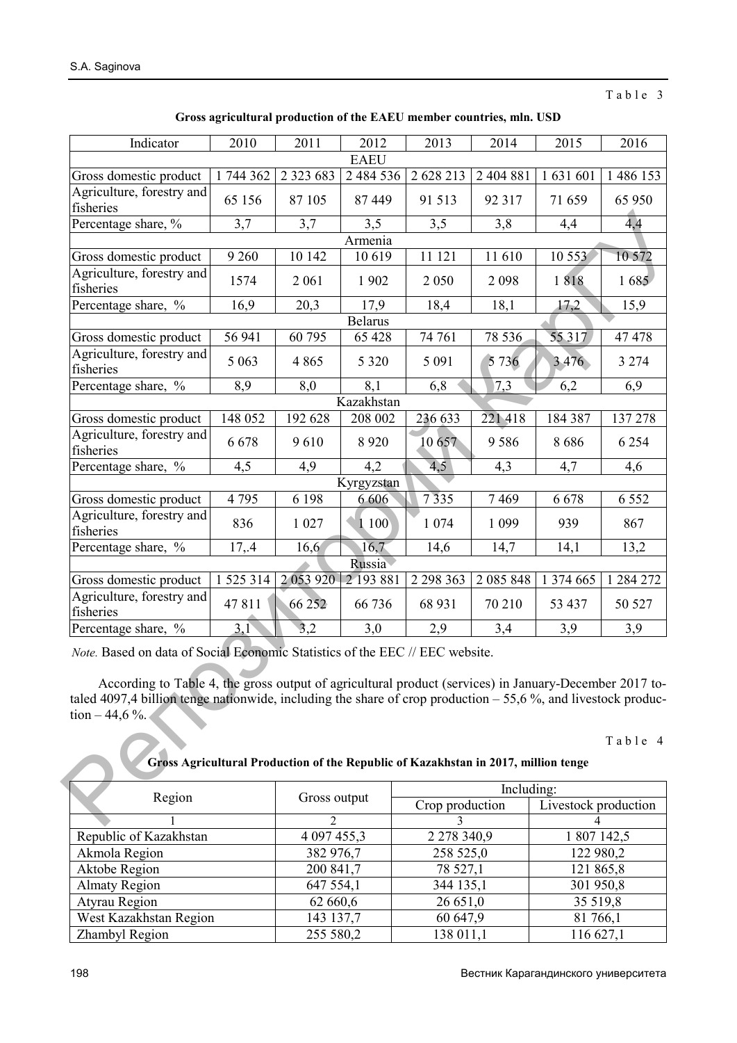Table 3

**Gross agricultural production of the EAEU member countries, mln. USD**

| Indicator | 2010 | 2011 | 2012 | 2013 | 2014 | 2015 | 2016 |
|---|---|---|---|---|---|---|---|
| EAEU | | | | | | | |
| Gross domestic product | 1 744 362 | 2 323 683 | 2 484 536 | 2 628 213 | 2 404 881 | 1 631 601 | 1 486 153 |
| Agriculture, forestry and fisheries | 65 156 | 87 105 | 87 449 | 91 513 | 92 317 | 71 659 | 65 950 |
| Percentage share, % | 3,7 | 3,7 | 3,5 | 3,5 | 3,8 | 4,4 | 4,4 |
| Armenia | | | | | | | |
| Gross domestic product | 9 260 | 10 142 | 10 619 | 11 121 | 11 610 | 10 553 | 10 572 |
| Agriculture, forestry and fisheries | 1574 | 2 061 | 1 902 | 2 050 | 2 098 | 1 818 | 1 685 |
| Percentage share, % | 16,9 | 20,3 | 17,9 | 18,4 | 18,1 | 17,2 | 15,9 |
| Belarus | | | | | | | |
| Gross domestic product | 56 941 | 60 795 | 65 428 | 74 761 | 78 536 | 55 317 | 47 478 |
| Agriculture, forestry and fisheries | 5 063 | 4 865 | 5 320 | 5 091 | 5 736 | 3 476 | 3 274 |
| Percentage share, % | 8,9 | 8,0 | 8,1 | 6,8 | 7,3 | 6,2 | 6,9 |
| Kazakhstan | | | | | | | |
| Gross domestic product | 148 052 | 192 628 | 208 002 | 236 633 | 221 418 | 184 387 | 137 278 |
| Agriculture, forestry and fisheries | 6 678 | 9 610 | 8 920 | 10 657 | 9 586 | 8 686 | 6 254 |
| Percentage share, % | 4,5 | 4,9 | 4,2 | 4,5 | 4,3 | 4,7 | 4,6 |
| Kyrgyzstan | | | | | | | |
| Gross domestic product | 4 795 | 6 198 | 6 606 | 7 335 | 7 469 | 6 678 | 6 552 |
| Agriculture, forestry and fisheries | 836 | 1 027 | 1 100 | 1 074 | 1 099 | 939 | 867 |
| Percentage share, % | 17,.4 | 16,6 | 16,7 | 14,6 | 14,7 | 14,1 | 13,2 |
| Russia | | | | | | | |
| Gross domestic product | 1 525 314 | 2 053 920 | 2 193 881 | 2 298 363 | 2 085 848 | 1 374 665 | 1 284 272 |
| Agriculture, forestry and fisheries | 47 811 | 66 252 | 66 736 | 68 931 | 70 210 | 53 437 | 50 527 |
| Percentage share, % | 3,1 | 3,2 | 3,0 | 2,9 | 3,4 | 3,9 | 3,9 |

*Note.* Based on data of Social Economic Statistics of the EEC // EEC website.

According to Table 4, the gross output of agricultural product (services) in January-December 2017 totaled 4097,4 billion tenge nationwide, including the share of crop production – 55,6 %, and livestock production – 44,6 %.

Table 4

**Gross Agricultural Production of the Republic of Kazakhstan in 2017, million tenge**

| Region | Gross output | Including: | |
|---|---|---|---|
| | | Crop production | Livestock production |
| 1 | 2 | 3 | 4 |
| Republic of Kazakhstan | 4 097 455,3 | 2 278 340,9 | 1 807 142,5 |
| Akmola Region | 382 976,7 | 258 525,0 | 122 980,2 |
| Aktobe Region | 200 841,7 | 78 527,1 | 121 865,8 |
| Almaty Region | 647 554,1 | 344 135,1 | 301 950,8 |
| Atyrau Region | 62 660,6 | 26 651,0 | 35 519,8 |
| West Kazakhstan Region | 143 137,7 | 60 647,9 | 81 766,1 |
| Zhambyl Region | 255 580,2 | 138 011,1 | 116 627,1 |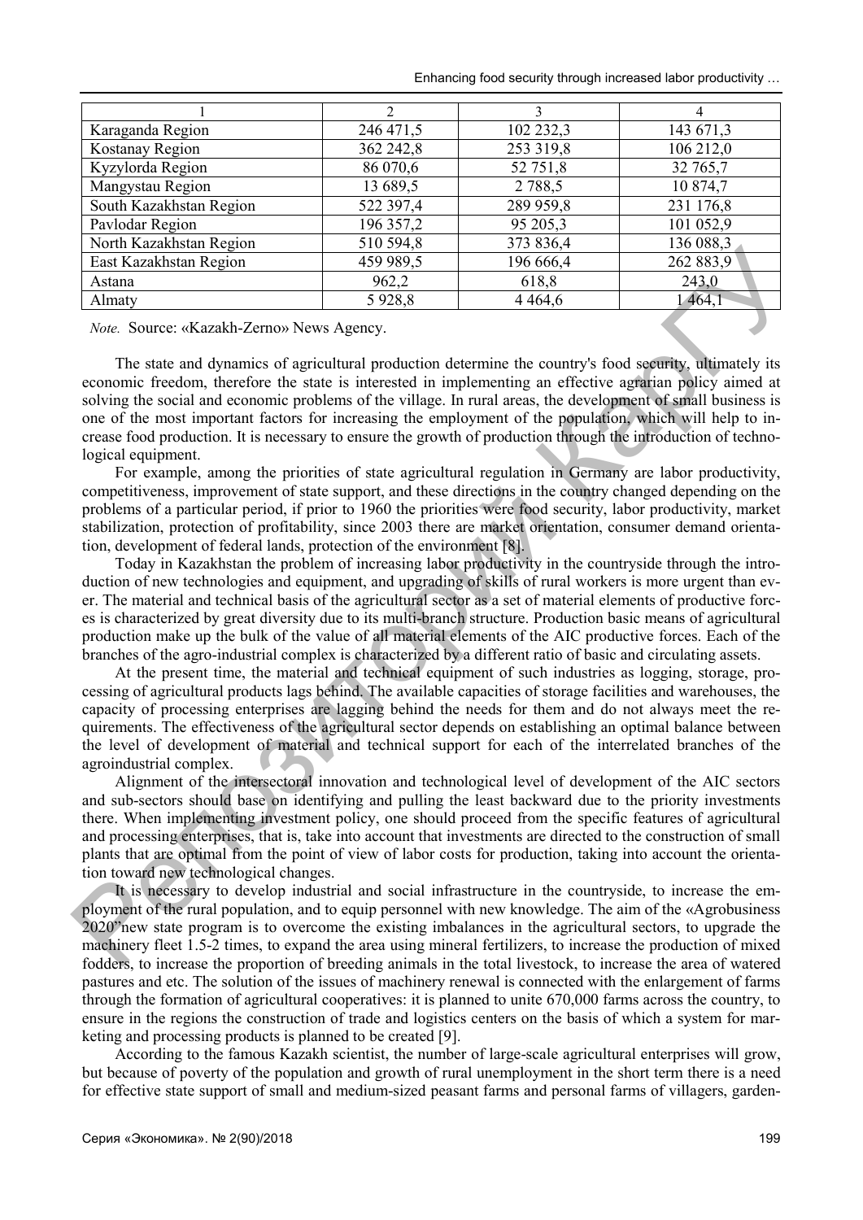| 1 | 2 | 3 | 4 |
|---|---|---|---|
| Karaganda Region | 246 471,5 | 102 232,3 | 143 671,3 |
| Kostanay Region | 362 242,8 | 253 319,8 | 106 212,0 |
| Kyzylorda Region | 86 070,6 | 52 751,8 | 32 765,7 |
| Mangystau Region | 13 689,5 | 2 788,5 | 10 874,7 |
| South Kazakhstan Region | 522 397,4 | 289 959,8 | 231 176,8 |
| Pavlodar Region | 196 357,2 | 95 205,3 | 101 052,9 |
| North Kazakhstan Region | 510 594,8 | 373 836,4 | 136 088,3 |
| East Kazakhstan Region | 459 989,5 | 196 666,4 | 262 883,9 |
| Astana | 962,2 | 618,8 | 243,0 |
| Almaty | 5 928,8 | 4 464,6 | 1 464,1 |

*Note.* Source: «Kazakh-Zerno» News Agency.

The state and dynamics of agricultural production determine the country's food security, ultimately its economic freedom, therefore the state is interested in implementing an effective agrarian policy aimed at solving the social and economic problems of the village. In rural areas, the development of small business is one of the most important factors for increasing the employment of the population, which will help to increase food production. It is necessary to ensure the growth of production through the introduction of technological equipment.

For example, among the priorities of state agricultural regulation in Germany are labor productivity, competitiveness, improvement of state support, and these directions in the country changed depending on the problems of a particular period, if prior to 1960 the priorities were food security, labor productivity, market stabilization, protection of profitability, since 2003 there are market orientation, consumer demand orientation, development of federal lands, protection of the environment [8].

Today in Kazakhstan the problem of increasing labor productivity in the countryside through the introduction of new technologies and equipment, and upgrading of skills of rural workers is more urgent than ever. The material and technical basis of the agricultural sector as a set of material elements of productive forces is characterized by great diversity due to its multi-branch structure. Production basic means of agricultural production make up the bulk of the value of all material elements of the AIC productive forces. Each of the branches of the agro-industrial complex is characterized by a different ratio of basic and circulating assets.

At the present time, the material and technical equipment of such industries as logging, storage, processing of agricultural products lags behind. The available capacities of storage facilities and warehouses, the capacity of processing enterprises are lagging behind the needs for them and do not always meet the requirements. The effectiveness of the agricultural sector depends on establishing an optimal balance between the level of development of material and technical support for each of the interrelated branches of the agroindustrial complex.

Alignment of the intersectoral innovation and technological level of development of the AIC sectors and sub-sectors should base on identifying and pulling the least backward due to the priority investments there. When implementing investment policy, one should proceed from the specific features of agricultural and processing enterprises, that is, take into account that investments are directed to the construction of small plants that are optimal from the point of view of labor costs for production, taking into account the orientation toward new technological changes.

It is necessary to develop industrial and social infrastructure in the countryside, to increase the employment of the rural population, and to equip personnel with new knowledge. The aim of the «Agrobusiness 2020"new state program is to overcome the existing imbalances in the agricultural sectors, to upgrade the machinery fleet 1.5-2 times, to expand the area using mineral fertilizers, to increase the production of mixed fodders, to increase the proportion of breeding animals in the total livestock, to increase the area of watered pastures and etc. The solution of the issues of machinery renewal is connected with the enlargement of farms through the formation of agricultural cooperatives: it is planned to unite 670,000 farms across the country, to ensure in the regions the construction of trade and logistics centers on the basis of which a system for marketing and processing products is planned to be created [9].

According to the famous Kazakh scientist, the number of large-scale agricultural enterprises will grow, but because of poverty of the population and growth of rural unemployment in the short term there is a need for effective state support of small and medium-sized peasant farms and personal farms of villagers, garden-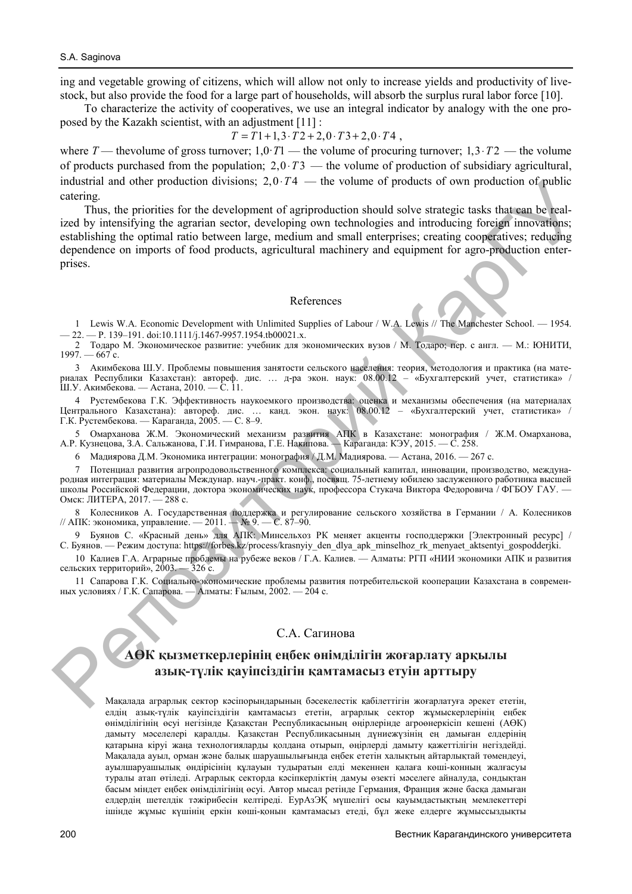ing and vegetable growing of citizens, which will allow not only to increase yields and productivity of livestock, but also provide the food for a large part of households, will absorb the surplus rural labor force [10].

To characterize the activity of cooperatives, we use an integral indicator by analogy with the one proposed by the Kazakh scientist, with an adjustment [11] :

$$T = T1 + 1{,}3 \cdot T2 + 2{,}0 \cdot T3 + 2{,}0 \cdot T4\ ,$$

where $T$ — thevolume of gross turnover; $1{,}0 \cdot T1$ — the volume of procuring turnover; $1{,}3 \cdot T2$ — the volume of products purchased from the population; $2{,}0 \cdot T3$ — the volume of production of subsidiary agricultural, industrial and other production divisions; $2{,}0 \cdot T4$ — the volume of products of own production of public catering.

Thus, the priorities for the development of agriproduction should solve strategic tasks that can be realized by intensifying the agrarian sector, developing own technologies and introducing foreign innovations; establishing the optimal ratio between large, medium and small enterprises; creating cooperatives; reducing dependence on imports of food products, agricultural machinery and equipment for agro-production enterprises.

## References

1 Lewis W.A. Economic Development with Unlimited Supplies of Labour / W.A. Lewis // The Manchester School. — 1954. — 22. — P. 139–191. doi:10.1111/j.1467-9957.1954.tb00021.x.

2 Тодаро М. Экономическое развитие: учебник для экономических вузов / М. Тодаро; пер. с англ. — М.: ЮНИТИ, 1997. — 667 с.

3 Акимбекова Ш.У. Проблемы повышения занятости сельского населения: теория, методология и практика (на материалах Республики Казахстан): автореф. дис. … д-ра экон. наук: 08.00.12 – «Бухгалтерский учет, статистика» / Ш.У. Акимбекова. — Астана, 2010. — С. 11.

4 Рустембекова Г.К. Эффективность наукоемкого производства: оценка и механизмы обеспечения (на материалах Центрального Казахстана): автореф. дис. … канд. экон. наук: 08.00.12 – «Бухгалтерский учет, статистика» / Г.К. Рустембекова. — Караганда, 2005. — С. 8–9.

5 Омарханова Ж.М. Экономический механизм развития АПК в Казахстане: монография / Ж.М. Омарханова, А.Р. Кузнецова, З.А. Сальжанова, Г.И. Гимранова, Г.Е. Накипова. — Караганда: КЭУ, 2015. — С. 258.

6 Мадиярова Д.М. Экономика интеграции: монография / Д.М. Мадиярова. — Астана, 2016. — 267 с.

7 Потенциал развития агропродовольственного комплекса: социальный капитал, инновации, производство, международная интеграция: материалы Междунар. науч.-практ. конф., посвящ. 75-летнему юбилею заслуженного работника высшей школы Российской Федерации, доктора экономических наук, профессора Стукача Виктора Федоровича / ФГБОУ ГАУ. — Омск: ЛИТЕРА, 2017. — 288 с.

8 Колесников А. Государственная поддержка и регулирование сельского хозяйства в Германии / А. Колесников // АПК: экономика, управление. — 2011. — № 9. — С. 87–90.

9 Буянов С. «Красный день» для АПК: Минсельхоз РК меняет акценты господдержки [Электронный ресурс] / С. Буянов. — Режим доступа: https://forbes.kz/process/krasnyiy_den_dlya_apk_minselhoz_rk_menyaet_aktsentyi_gospodderjki.

10 Калиев Г.А. Аграрные проблемы на рубеже веков / Г.А. Калиев. — Алматы: РГП «НИИ экономики АПК и развития сельских территорий», 2003. — 326 с.

11 Сапарова Г.К. Социально-экономические проблемы развития потребительской кооперации Казахстана в современных условиях / Г.К. Сапарова. — Алматы: Ғылым, 2002. — 204 с.

С.А. Сагинова

## АӨК қызметкерлерінің еңбек өнімділігін жоғарлату арқылы азық-түлік қауіпсіздігін қамтамасыз етуін арттыру

Мақалада аграрлық сектор кәсіпорындарының бәсекелестік қабілеттігін жоғарлатуға әрекет ететін, елдің азық-түлік қауіпсіздігін қамтамасыз ететін, аграрлық сектор жұмыскерлерінің еңбек өнімділігінің өсуі негізінде Қазақстан Республикасының өңірлерінде агроөнеркісіп кешені (АӨК) дамыту мәселелері қаралды. Қазақстан Республикасының дүниежүзінің ең дамыған елдерінің қатарына кіруі жаңа технологияларды қолдана отырып, өңірлерді дамыту қажеттілігін негіздейді. Мақалада ауыл, орман және балық шаруашылығында еңбек ететін халықтың айтарлықтай төмендеуі, ауылшаруашылық өндірісінің құлауын тудыратын елді мекеннен қалаға көші-конның жалғасуы туралы атап өтіледі. Аграрлық секторда кәсіпкерліктің дамуы өзекті мәселеге айналуда, сондықтан басым міндет еңбек өнімділігінің өсуі. Автор мысал ретінде Германия, Франция және басқа дамыған елдердің шетелдік тәжірибесін келтіреді. ЕурАзЭҚ мүшелігі осы қауымдастықтың мемлекеттері ішінде жұмыс күшінің еркін көші-қонын қамтамасыз етеді, бұл жеке елдерге жұмыссыздықты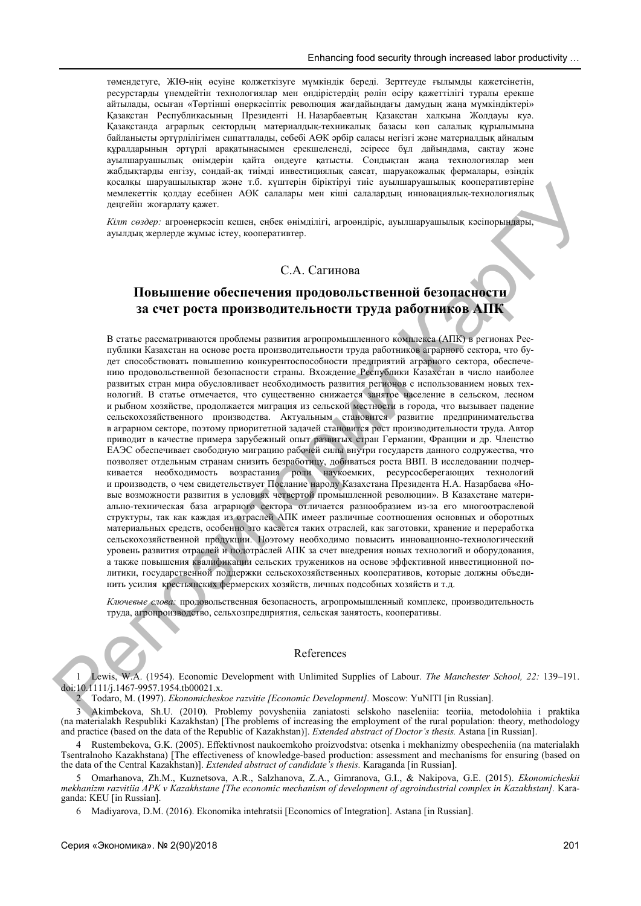төмендетуге, ЖІӨ-нің өсуіне қолжеткізуге мүмкіндік береді. Зерттеуде ғылымды қажетсінетін, ресурстарды үнемдейтін технологиялар мен өндірістердің рөлін өсіру қажеттілігі туралы ерекше айтылады, осыған «Төртінші өнеркәсіптік революция жағдайындағы дамудың жаңа мүмкіндіктері» Қазақстан Республикасының Президенті Н. Назарбаевтың Қазақстан халқына Жолдауы куә. Қазақстанда аграрлық сектордың материалдық-техникалық базасы көп салалық құрылымына байланысты әртүрлілігімен сипатталады, себебі АӨК әрбір саласы негізгі және материалдық айналым құралдарының әртүрлі арақатынасымен ерекшеленеді, әсіресе бұл дайындама, сақтау және ауылшаруашылық өнімдерін қайта өндеуге қатысты. Сондықтан жаңа технологиялар мен жабдықтарды енгізу, сондай-ақ тиімді инвестициялық саясат, шаруақожалық фермалары, өзіндік қосалқы шаруашылықтар және т.б. күштерін біріктіруі тиіс ауылшаруашылық кооперативтеріне мемлекеттік қолдау есебінен АӨК салалары мен кіші салалардың инновациялық-технологиялық деңгейін жоғарлату қажет.

*Кілт сөздер:* агроөнеркәсіп кешен, еңбек өнімділігі, агроөндіріс, ауылшаруашылық кәсіпорындары, ауылдық жерлерде жұмыс істеу, кооперативтер.

С.А. Сагинова

## Повышение обеспечения продовольственной безопасности за счет роста производительности труда работников АПК

В статье рассматриваются проблемы развития агропромышленного комплекса (АПК) в регионах Республики Казахстан на основе роста производительности труда работников аграрного сектора, что будет способствовать повышению конкурентоспособности предприятий аграрного сектора, обеспечению продовольственной безопасности страны. Вхождение Республики Казахстан в число наиболее развитых стран мира обусловливает необходимость развития регионов с использованием новых технологий. В статье отмечается, что существенно снижается занятое население в сельском, лесном и рыбном хозяйстве, продолжается миграция из сельской местности в города, что вызывает падение сельскохозяйственного производства. Актуальным становится развитие предпринимательства в аграрном секторе, поэтому приоритетной задачей становится рост производительности труда. Автор приводит в качестве примера зарубежный опыт развитых стран Германии, Франции и др. Членство ЕАЭС обеспечивает свободную миграцию рабочей силы внутри государств данного содружества, что позволяет отдельным странам снизить безработицу, добиваться роста ВВП. В исследовании подчеркивается необходимость возрастания роли наукоемких, ресурсосберегающих технологий и производств, о чем свидетельствует Послание народу Казахстана Президента Н.А. Назарбаева «Новые возможности развития в условиях четвертой промышленной революции». В Казахстане материально-техническая база аграрного сектора отличается разнообразием из-за его многоотраслевой структуры, так как каждая из отраслей АПК имеет различные соотношения основных и оборотных материальных средств, особенно это касается таких отраслей, как заготовки, хранение и переработка сельскохозяйственной продукции. Поэтому необходимо повысить инновационно-технологический уровень развития отраслей и подотраслей АПК за счет внедрения новых технологий и оборудования, а также повышения квалификации сельских тружеников на основе эффективной инвестиционной политики, государственной поддержки сельскохозяйственных кооперативов, которые должны объединить усилия крестьянских фермерских хозяйств, личных подсобных хозяйств и т.д.

*Ключевые слова:* продовольственная безопасность, агропромышленный комплекс, производительность труда, агропроизводство, сельхозпредприятия, сельская занятость, кооперативы.

## References

1 Lewis, W.A. (1954). Economic Development with Unlimited Supplies of Labour. *The Manchester School, 22:* 139–191. doi:10.1111/j.1467-9957.1954.tb00021.x.

2 Todaro, M. (1997). *Ekonomicheskoe razvitie [Economic Development].* Moscow: YuNITI [in Russian].

3 Akimbekova, Sh.U. (2010). Problemy povysheniia zaniatosti selskoho naseleniia: teoriia, metodolohiia i praktika (na materialakh Respubliki Kazakhstan) [The problems of increasing the employment of the rural population: theory, methodology and practice (based on the data of the Republic of Kazakhstan)]. *Extended abstract of Doctor's thesis.* Astana [in Russian].

4 Rustembekova, G.K. (2005). Effektivnost naukoemkoho proizvodstva: otsenka i mekhanizmy obespecheniia (na materialakh Tsentralnoho Kazakhstana) [The effectiveness of knowledge-based production: assessment and mechanisms for ensuring (based on the data of the Central Kazakhstan)]. *Extended abstract of candidate's thesis.* Karaganda [in Russian].

5 Omarhanova, Zh.M., Kuznetsova, A.R., Salzhanova, Z.A., Gimranova, G.I., & Nakipova, G.E. (2015). *Ekonomicheskii mekhanizm razvitiia APK v Kazakhstane [The economic mechanism of development of agroindustrial complex in Kazakhstan].* Karaganda: KEU [in Russian].

6 Madiyarova, D.M. (2016). Ekonomika intehratsii [Economics of Integration]. Astana [in Russian].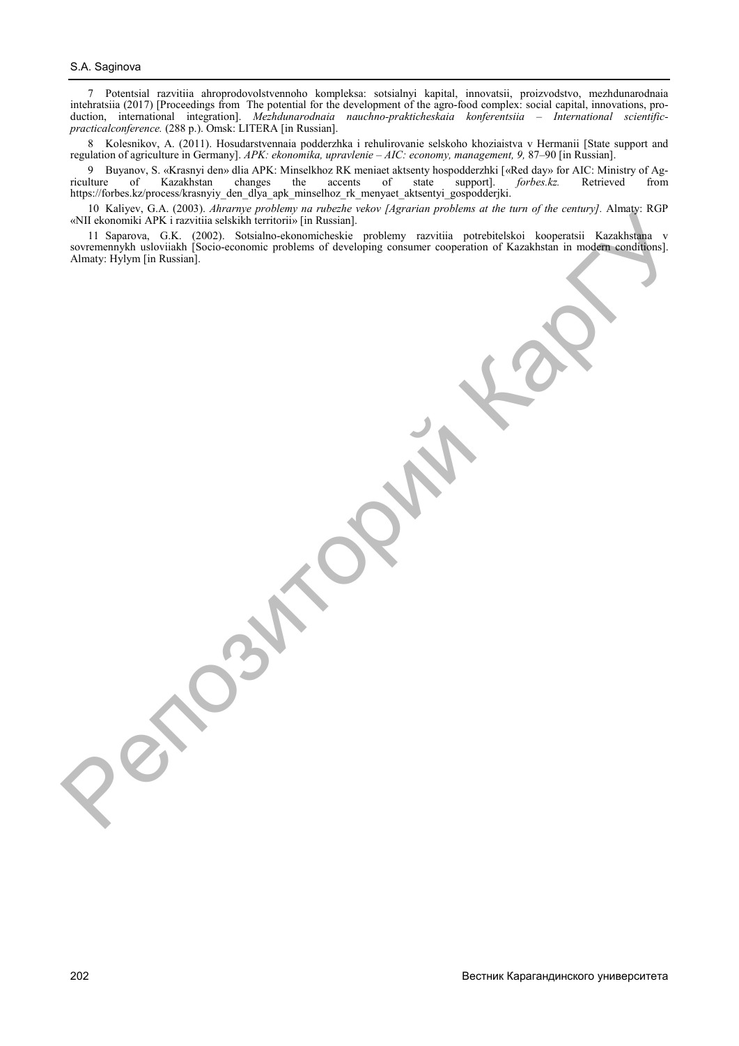7 Potentsial razvitiia ahroprodovolstvennoho kompleksa: sotsialnyi kapital, innovatsii, proizvodstvo, mezhdunarodnaia intehratsiia (2017) [Proceedings from The potential for the development of the agro-food complex: social capital, innovations, production, international integration]. *Mezhdunarodnaia nauchno-prakticheskaia konferentsiia – International scientific-practicalconference.* (288 p.). Omsk: LITERA [in Russian].

8 Kolesnikov, A. (2011). Hosudarstvennaia podderzhka i rehulirovanie selskoho khoziaistva v Hermanii [State support and regulation of agriculture in Germany]. *APK: ekonomika, upravlenie – AIC: economy, management, 9,* 87–90 [in Russian].

9 Buyanov, S. «Krasnyi den» dlia APK: Minselkhoz RK meniaet aktsenty hospodderzhki [«Red day» for AIC: Ministry of Agriculture of Kazakhstan changes the accents of state support]. *forbes.kz.* Retrieved from https://forbes.kz/process/krasnyiy_den_dlya_apk_minselhoz_rk_menyaet_aktsentyi_gospodderjki.

10 Kaliyev, G.A. (2003). *Ahrarnye problemy na rubezhe vekov [Agrarian problems at the turn of the century].* Almaty: RGP «NII ekonomiki APK i razvitiia selskikh territorii» [in Russian].

11 Saparova, G.K. (2002). Sotsialno-ekonomicheskie problemy razvitiia potrebitelskoi kooperatsii Kazakhstana v sovremennykh usloviiakh [Socio-economic problems of developing consumer cooperation of Kazakhstan in modern conditions]. Almaty: Hylym [in Russian].